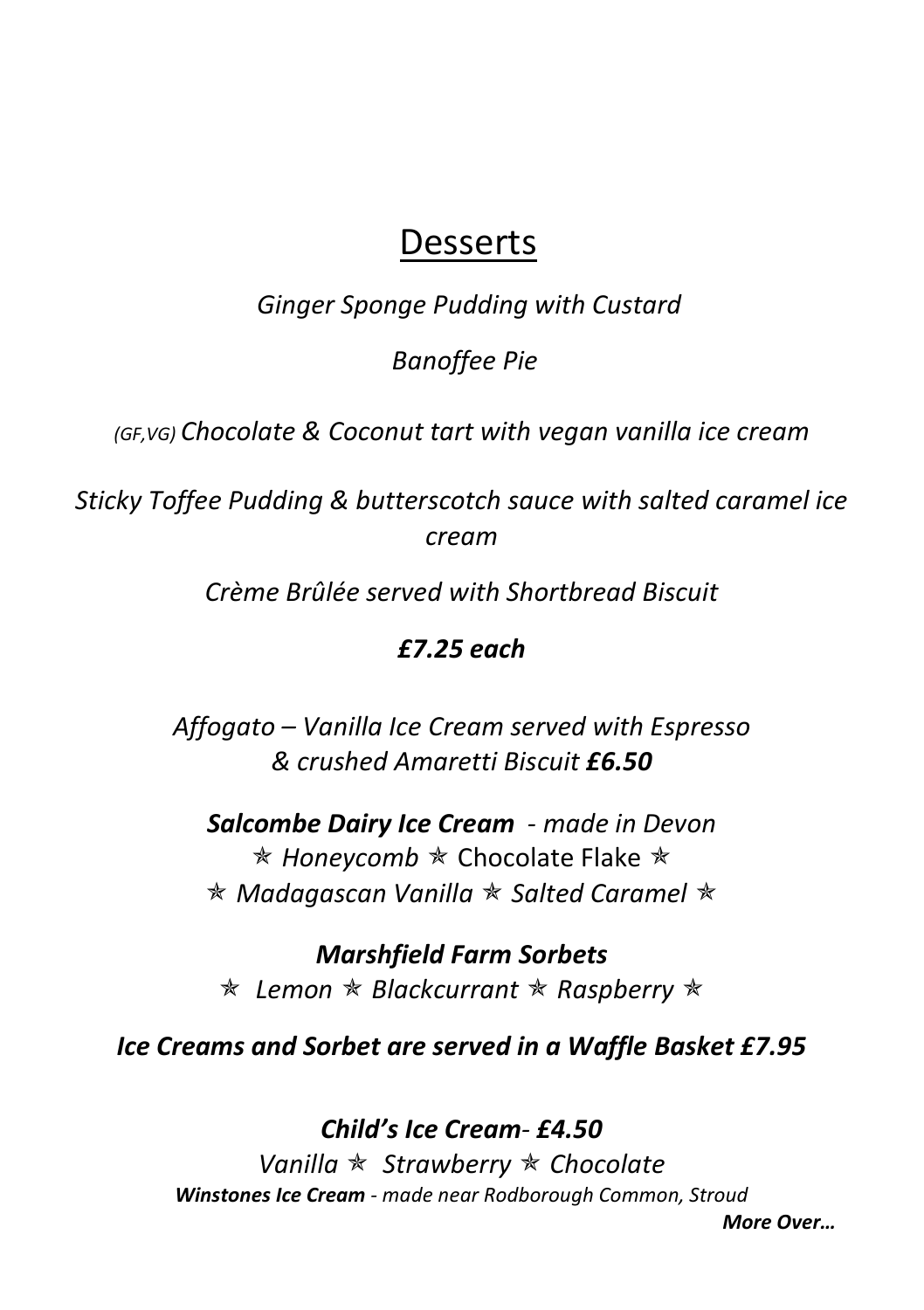# Desserts

*Ginger Sponge Pudding with Custard*

*Banoffee Pie*

*(GF,VG) Chocolate & Coconut tart with vegan vanilla ice cream*

*Sticky Toffee Pudding & butterscotch sauce with salted caramel ice cream*

*Crème Brûlée served with Shortbread Biscuit*

***£7.25 each***

*Affogato – Vanilla Ice Cream served with Espresso & crushed Amaretti Biscuit* ***£6.50***

***Salcombe Dairy Ice Cream*** *- made in Devon*
✯ *Honeycomb* ✯ Chocolate Flake ✯
✯ *Madagascan Vanilla* ✯ *Salted Caramel* ✯

***Marshfield Farm Sorbets***
✯ *Lemon* ✯ *Blackcurrant* ✯ *Raspberry* ✯

***Ice Creams and Sorbet are served in a Waffle Basket £7.95***

***Child's Ice Cream*** *-* ***£4.50***
*Vanilla* ✯ *Strawberry* ✯ *Chocolate*
***Winstones Ice Cream*** *- made near Rodborough Common, Stroud*

***More Over…***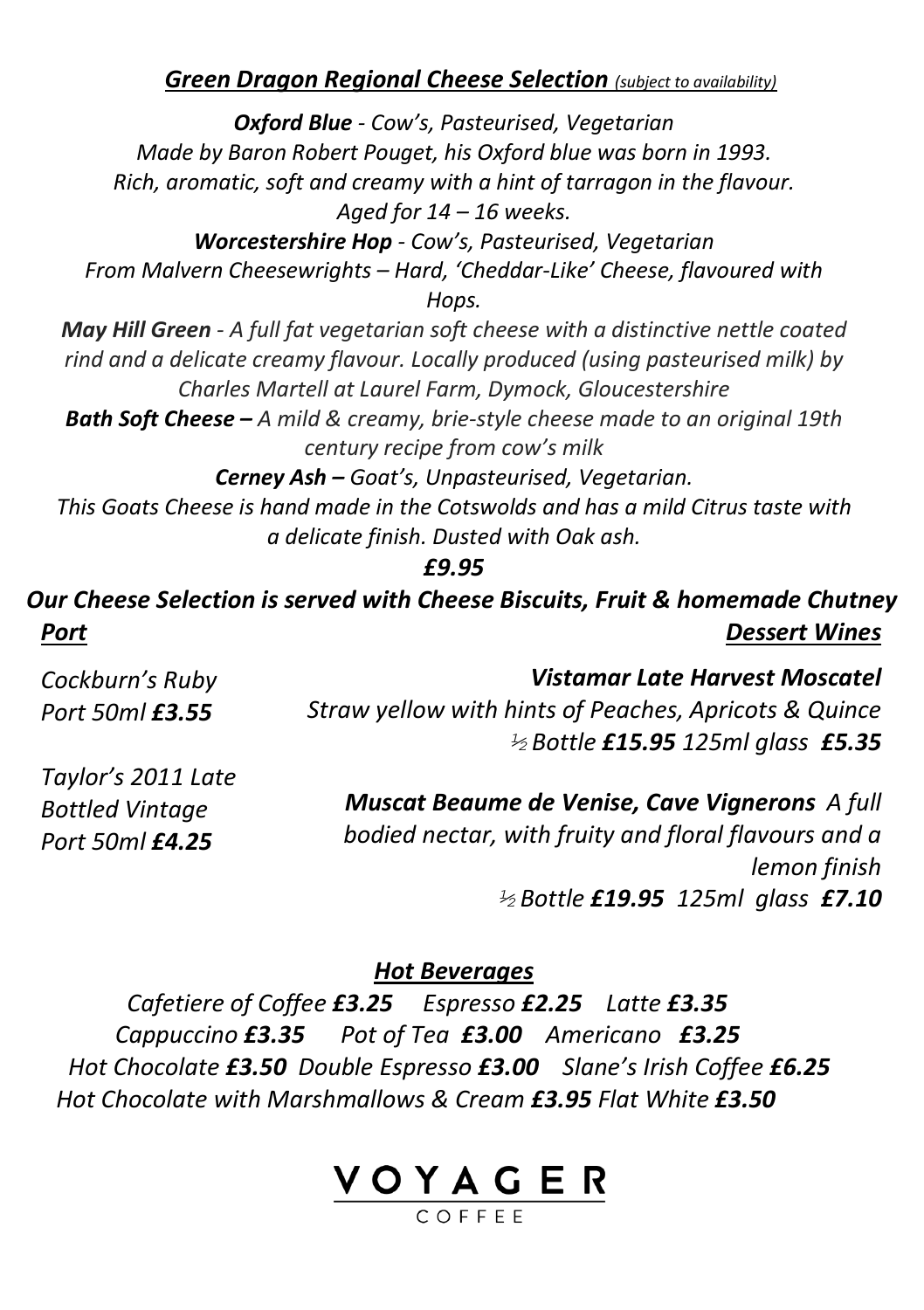## ***Green Dragon Regional Cheese Selection*** *(subject to availability)*

***Oxford Blue** - Cow's, Pasteurised, Vegetarian*
*Made by Baron Robert Pouget, his Oxford blue was born in 1993.*
*Rich, aromatic, soft and creamy with a hint of tarragon in the flavour.*
*Aged for 14 – 16 weeks.*

***Worcestershire Hop** - Cow's, Pasteurised, Vegetarian*
*From Malvern Cheesewrights – Hard, 'Cheddar-Like' Cheese, flavoured with Hops.*

***May Hill Green** - A full fat vegetarian soft cheese with a distinctive nettle coated rind and a delicate creamy flavour. Locally produced (using pasteurised milk) by Charles Martell at Laurel Farm, Dymock, Gloucestershire*

***Bath Soft Cheese –** A mild & creamy, brie-style cheese made to an original 19th century recipe from cow's milk*

***Cerney Ash –** Goat's, Unpasteurised, Vegetarian.*
*This Goats Cheese is hand made in the Cotswolds and has a mild Citrus taste with a delicate finish. Dusted with Oak ash.*

***£9.95***

***Our Cheese Selection is served with Cheese Biscuits, Fruit & homemade Chutney***

## ***Port***

*Cockburn's Ruby Port 50ml **£3.55***

*Taylor's 2011 Late Bottled Vintage Port 50ml **£4.25***

## ***Dessert Wines***

***Vistamar Late Harvest Moscatel***
*Straw yellow with hints of Peaches, Apricots & Quince*
*½ Bottle **£15.95** 125ml glass **£5.35***

***Muscat Beaume de Venise, Cave Vignerons** A full bodied nectar, with fruity and floral flavours and a lemon finish*
*½ Bottle **£19.95** 125ml glass **£7.10***

## ***Hot Beverages***

*Cafetiere of Coffee **£3.25** Espresso **£2.25** Latte **£3.35***
*Cappuccino **£3.35** Pot of Tea **£3.00** Americano **£3.25***
*Hot Chocolate **£3.50** Double Espresso **£3.00** Slane's Irish Coffee **£6.25***
*Hot Chocolate with Marshmallows & Cream **£3.95** Flat White **£3.50***

VOYAGER
COFFEE